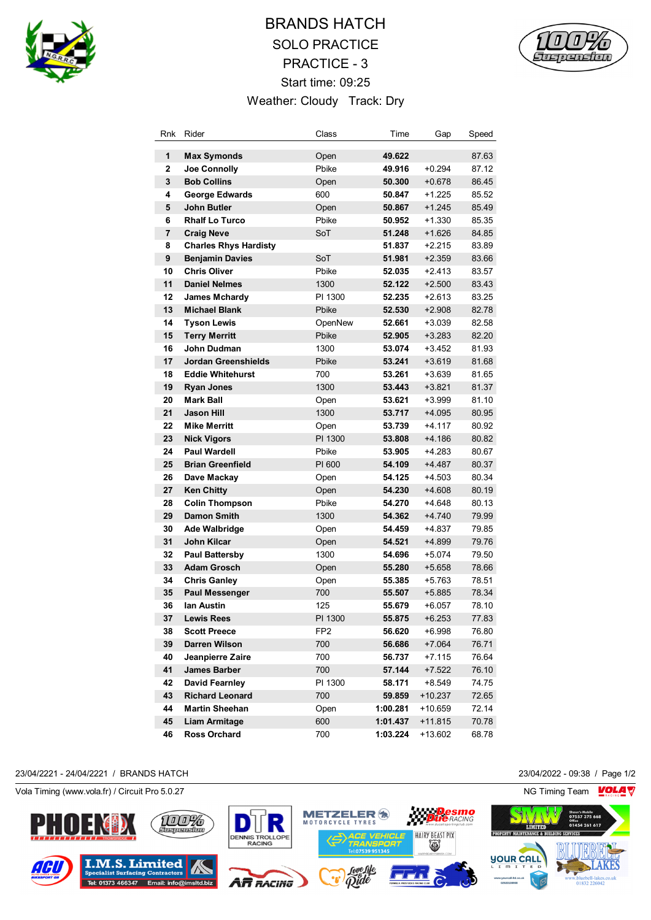# BRANDS HATCH

## SOLO PRACTICE

## PRACTICE - 3

Start time: 09:25

Weather: Cloudy   Track: Dry

| Rnk | Rider | Class | Time | Gap | Speed |
|---|---|---|---|---|---|
| 1 | **Max Symonds** | Open | **49.622** | | 87.63 |
| 2 | **Joe Connolly** | Pbike | **49.916** | +0.294 | 87.12 |
| 3 | **Bob Collins** | Open | **50.300** | +0.678 | 86.45 |
| 4 | **George Edwards** | 600 | **50.847** | +1.225 | 85.52 |
| 5 | **John Butler** | Open | **50.867** | +1.245 | 85.49 |
| 6 | **Rhalf Lo Turco** | Pbike | **50.952** | +1.330 | 85.35 |
| 7 | **Craig Neve** | SoT | **51.248** | +1.626 | 84.85 |
| 8 | **Charles Rhys Hardisty** | | **51.837** | +2.215 | 83.89 |
| 9 | **Benjamin Davies** | SoT | **51.981** | +2.359 | 83.66 |
| 10 | **Chris Oliver** | Pbike | **52.035** | +2.413 | 83.57 |
| 11 | **Daniel Nelmes** | 1300 | **52.122** | +2.500 | 83.43 |
| 12 | **James Mchardy** | PI 1300 | **52.235** | +2.613 | 83.25 |
| 13 | **Michael Blank** | Pbike | **52.530** | +2.908 | 82.78 |
| 14 | **Tyson Lewis** | OpenNew | **52.661** | +3.039 | 82.58 |
| 15 | **Terry Merritt** | Pbike | **52.905** | +3.283 | 82.20 |
| 16 | **John Dudman** | 1300 | **53.074** | +3.452 | 81.93 |
| 17 | **Jordan Greenshields** | Pbike | **53.241** | +3.619 | 81.68 |
| 18 | **Eddie Whitehurst** | 700 | **53.261** | +3.639 | 81.65 |
| 19 | **Ryan Jones** | 1300 | **53.443** | +3.821 | 81.37 |
| 20 | **Mark Ball** | Open | **53.621** | +3.999 | 81.10 |
| 21 | **Jason Hill** | 1300 | **53.717** | +4.095 | 80.95 |
| 22 | **Mike Merritt** | Open | **53.739** | +4.117 | 80.92 |
| 23 | **Nick Vigors** | PI 1300 | **53.808** | +4.186 | 80.82 |
| 24 | **Paul Wardell** | Pbike | **53.905** | +4.283 | 80.67 |
| 25 | **Brian Greenfield** | PI 600 | **54.109** | +4.487 | 80.37 |
| 26 | **Dave Mackay** | Open | **54.125** | +4.503 | 80.34 |
| 27 | **Ken Chitty** | Open | **54.230** | +4.608 | 80.19 |
| 28 | **Colin Thompson** | Pbike | **54.270** | +4.648 | 80.13 |
| 29 | **Damon Smith** | 1300 | **54.362** | +4.740 | 79.99 |
| 30 | **Ade Walbridge** | Open | **54.459** | +4.837 | 79.85 |
| 31 | **John Kilcar** | Open | **54.521** | +4.899 | 79.76 |
| 32 | **Paul Battersby** | 1300 | **54.696** | +5.074 | 79.50 |
| 33 | **Adam Grosch** | Open | **55.280** | +5.658 | 78.66 |
| 34 | **Chris Ganley** | Open | **55.385** | +5.763 | 78.51 |
| 35 | **Paul Messenger** | 700 | **55.507** | +5.885 | 78.34 |
| 36 | **Ian Austin** | 125 | **55.679** | +6.057 | 78.10 |
| 37 | **Lewis Rees** | PI 1300 | **55.875** | +6.253 | 77.83 |
| 38 | **Scott Preece** | FP2 | **56.620** | +6.998 | 76.80 |
| 39 | **Darren Wilson** | 700 | **56.686** | +7.064 | 76.71 |
| 40 | **Jeanpierre Zaire** | 700 | **56.737** | +7.115 | 76.64 |
| 41 | **James Barber** | 700 | **57.144** | +7.522 | 76.10 |
| 42 | **David Fearnley** | PI 1300 | **58.171** | +8.549 | 74.75 |
| 43 | **Richard Leonard** | 700 | **59.859** | +10.237 | 72.65 |
| 44 | **Martin Sheehan** | Open | **1:00.281** | +10.659 | 72.14 |
| 45 | **Liam Armitage** | 600 | **1:01.437** | +11.815 | 70.78 |
| 46 | **Ross Orchard** | 700 | **1:03.224** | +13.602 | 68.78 |

23/04/2221 - 24/04/2221 / BRANDS HATCH     23/04/2022 - 09:38

Vola Timing (www.vola.fr) / Circuit Pro 5.0.27     NG Timing Team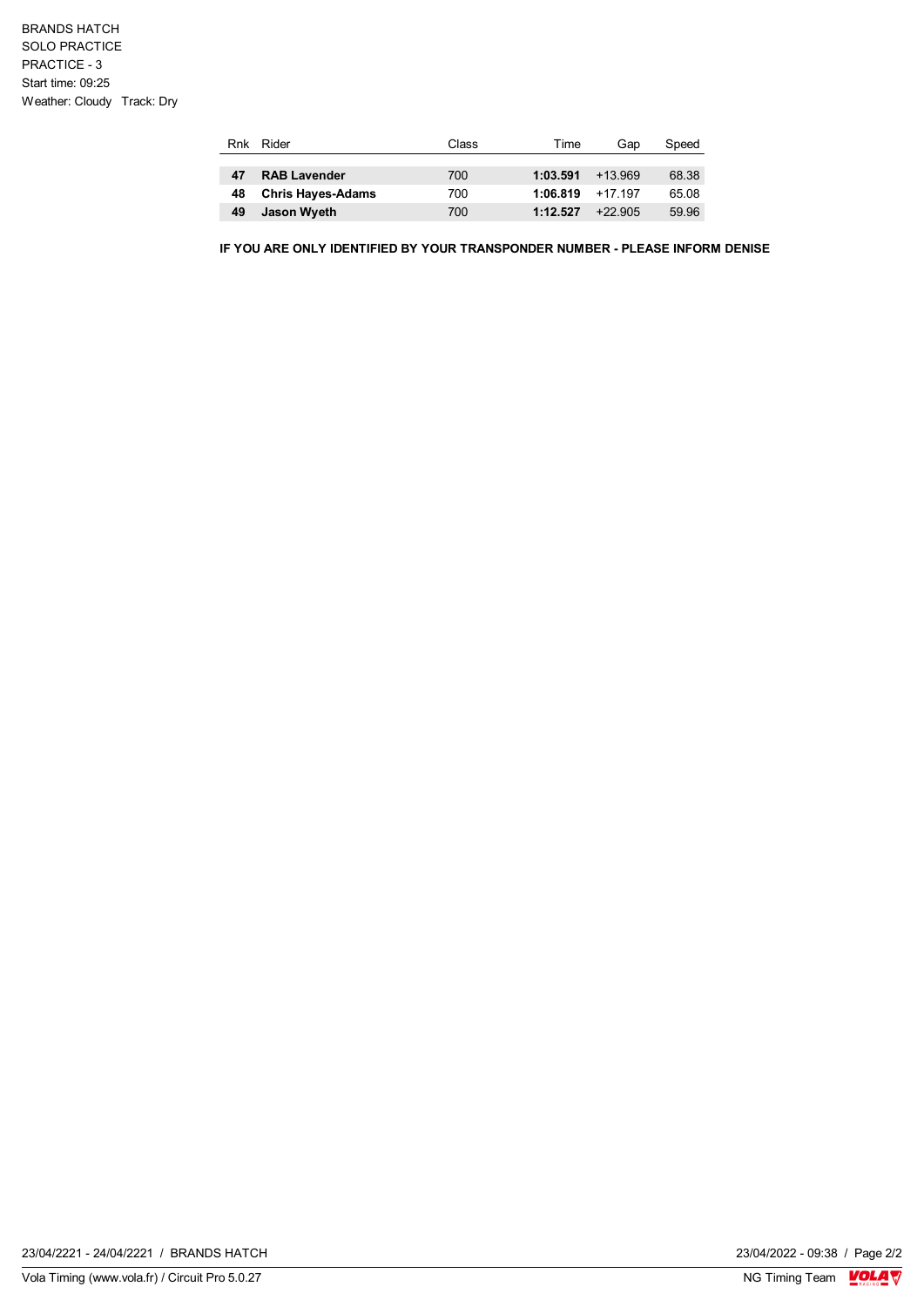BRANDS HATCH
SOLO PRACTICE
PRACTICE - 3
Start time: 09:25
Weather: Cloudy Track: Dry

| Rnk | Rider | Class | Time | Gap | Speed |
|---|---|---|---|---|---|
| **47** | **RAB Lavender** | 700 | **1:03.591** | +13.969 | 68.38 |
| **48** | **Chris Hayes-Adams** | 700 | **1:06.819** | +17.197 | 65.08 |
| **49** | **Jason Wyeth** | 700 | **1:12.527** | +22.905 | 59.96 |

**IF YOU ARE ONLY IDENTIFIED BY YOUR TRANSPONDER NUMBER - PLEASE INFORM DENISE**

23/04/2221 - 24/04/2221 / BRANDS HATCH

23/04/2022 - 09:38

Vola Timing (www.vola.fr) / Circuit Pro 5.0.27

NG Timing Team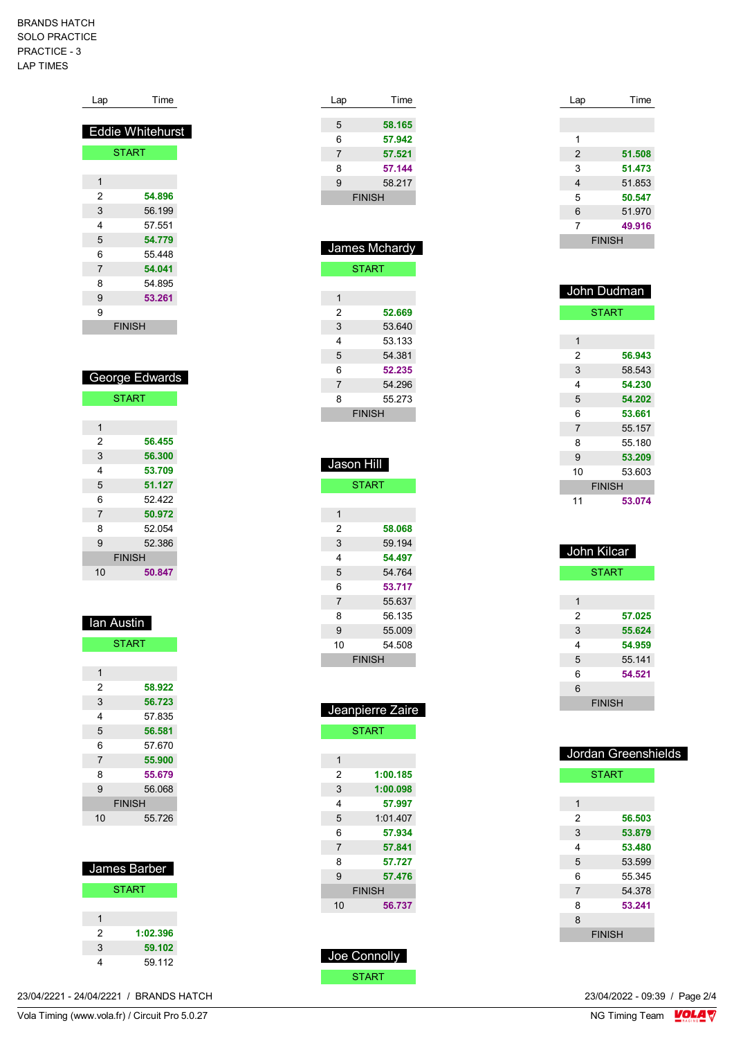BRANDS HATCH
SOLO PRACTICE
PRACTICE - 3
LAP TIMES

## Eddie Whitehurst

| Lap | Time |
|---|---|
| START | |
| 1 | |
| 2 | 54.896 |
| 3 | 56.199 |
| 4 | 57.551 |
| 5 | 54.779 |
| 6 | 55.448 |
| 7 | 54.041 |
| 8 | 54.895 |
| 9 | 53.261 |
| 9 | |
| FINISH | |

## George Edwards

| Lap | Time |
|---|---|
| START | |
| 1 | |
| 2 | 56.455 |
| 3 | 56.300 |
| 4 | 53.709 |
| 5 | 51.127 |
| 6 | 52.422 |
| 7 | 50.972 |
| 8 | 52.054 |
| 9 | 52.386 |
| FINISH | |
| 10 | 50.847 |

## Ian Austin

| Lap | Time |
|---|---|
| START | |
| 1 | |
| 2 | 58.922 |
| 3 | 56.723 |
| 4 | 57.835 |
| 5 | 56.581 |
| 6 | 57.670 |
| 7 | 55.900 |
| 8 | 55.679 |
| 9 | 56.068 |
| FINISH | |
| 10 | 55.726 |

## James Barber

| Lap | Time |
|---|---|
| START | |
| 1 | |
| 2 | 1:02.396 |
| 3 | 59.102 |
| 4 | 59.112 |
| 5 | 58.165 |
| 6 | 57.942 |
| 7 | 57.521 |
| 8 | 57.144 |
| 9 | 58.217 |
| FINISH | |

## James Mchardy

| Lap | Time |
|---|---|
| START | |
| 1 | |
| 2 | 52.669 |
| 3 | 53.640 |
| 4 | 53.133 |
| 5 | 54.381 |
| 6 | 52.235 |
| 7 | 54.296 |
| 8 | 55.273 |
| FINISH | |

## Jason Hill

| Lap | Time |
|---|---|
| START | |
| 1 | |
| 2 | 58.068 |
| 3 | 59.194 |
| 4 | 54.497 |
| 5 | 54.764 |
| 6 | 53.717 |
| 7 | 55.637 |
| 8 | 56.135 |
| 9 | 55.009 |
| 10 | 54.508 |
| FINISH | |

## Jeanpierre Zaire

| Lap | Time |
|---|---|
| START | |
| 1 | |
| 2 | 1:00.185 |
| 3 | 1:00.098 |
| 4 | 57.997 |
| 5 | 1:01.407 |
| 6 | 57.934 |
| 7 | 57.841 |
| 8 | 57.727 |
| 9 | 57.476 |
| FINISH | |
| 10 | 56.737 |

## Joe Connolly

| Lap | Time |
|---|---|
| START | |
| 1 | |
| 2 | 51.508 |
| 3 | 51.473 |
| 4 | 51.853 |
| 5 | 50.547 |
| 6 | 51.970 |
| 7 | 49.916 |
| FINISH | |

## John Dudman

| Lap | Time |
|---|---|
| START | |
| 1 | |
| 2 | 56.943 |
| 3 | 58.543 |
| 4 | 54.230 |
| 5 | 54.202 |
| 6 | 53.661 |
| 7 | 55.157 |
| 8 | 55.180 |
| 9 | 53.209 |
| 10 | 53.603 |
| FINISH | |
| 11 | 53.074 |

## John Kilcar

| Lap | Time |
|---|---|
| START | |
| 1 | |
| 2 | 57.025 |
| 3 | 55.624 |
| 4 | 54.959 |
| 5 | 55.141 |
| 6 | 54.521 |
| 6 | |
| FINISH | |

## Jordan Greenshields

| Lap | Time |
|---|---|
| START | |
| 1 | |
| 2 | 56.503 |
| 3 | 53.879 |
| 4 | 53.480 |
| 5 | 53.599 |
| 6 | 55.345 |
| 7 | 54.378 |
| 8 | 53.241 |
| 8 | |
| FINISH | |

23/04/2221 - 24/04/2221 / BRANDS HATCH

Vola Timing (www.vola.fr) / Circuit Pro 5.0.27

23/04/2022 - 09:39

NG Timing Team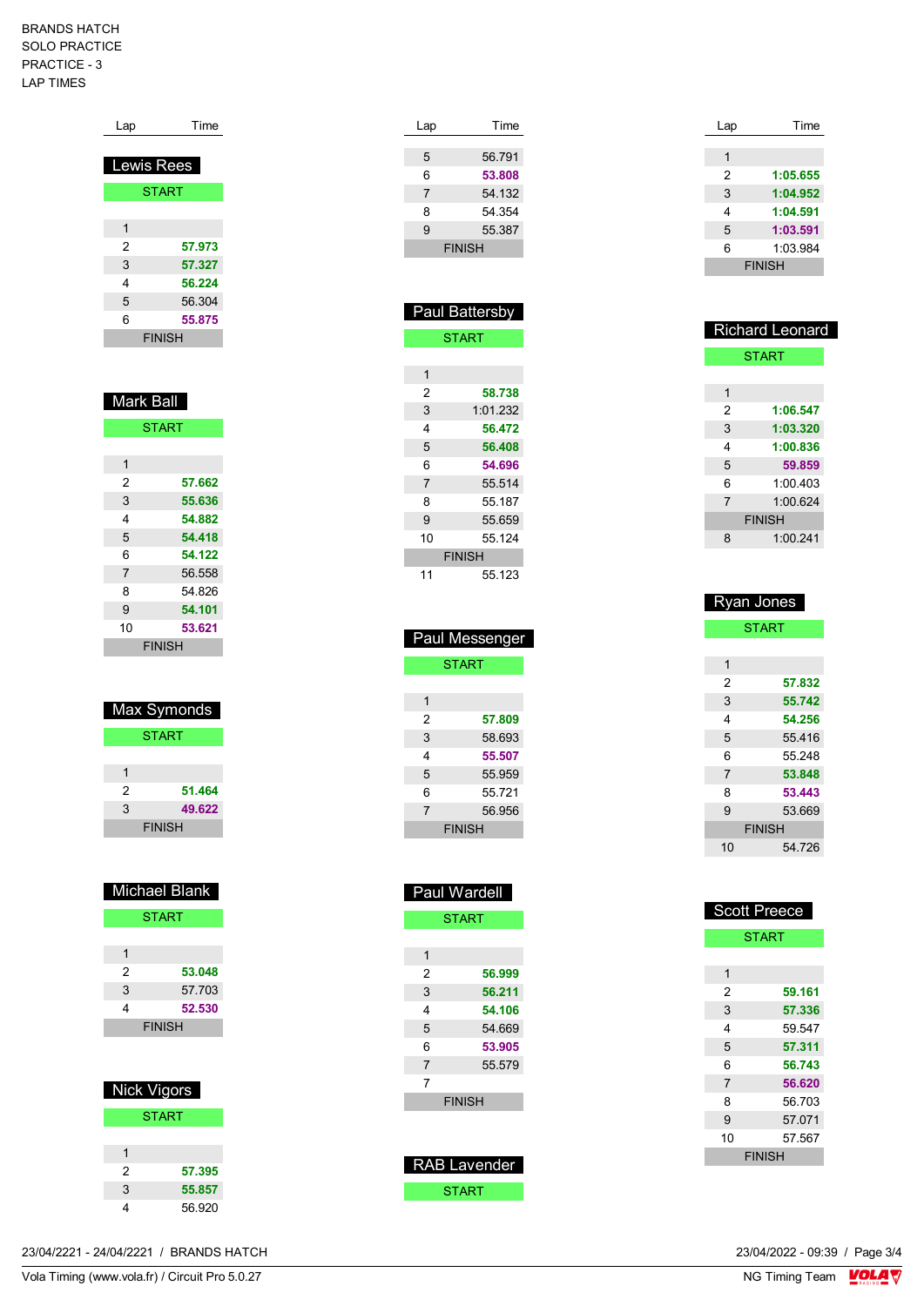BRANDS HATCH
SOLO PRACTICE
PRACTICE - 3
LAP TIMES

## Lewis Rees

| Lap | Time |
|---|---|
| START | |
| 1 | |
| 2 | **57.973** |
| 3 | **57.327** |
| 4 | **56.224** |
| 5 | 56.304 |
| 6 | **55.875** |
| FINISH | |

## Mark Ball

| Lap | Time |
|---|---|
| START | |
| 1 | |
| 2 | **57.662** |
| 3 | **55.636** |
| 4 | **54.882** |
| 5 | **54.418** |
| 6 | **54.122** |
| 7 | 56.558 |
| 8 | 54.826 |
| 9 | **54.101** |
| 10 | **53.621** |
| FINISH | |

## Max Symonds

| Lap | Time |
|---|---|
| START | |
| 1 | |
| 2 | **51.464** |
| 3 | **49.622** |
| FINISH | |

## Michael Blank

| Lap | Time |
|---|---|
| START | |
| 1 | |
| 2 | **53.048** |
| 3 | 57.703 |
| 4 | **52.530** |
| FINISH | |

## Nick Vigors

| Lap | Time |
|---|---|
| START | |
| 1 | |
| 2 | **57.395** |
| 3 | **55.857** |
| 4 | 56.920 |

| Lap | Time |
|---|---|
| 5 | 56.791 |
| 6 | **53.808** |
| 7 | 54.132 |
| 8 | 54.354 |
| 9 | 55.387 |
| FINISH | |

## Paul Battersby

| Lap | Time |
|---|---|
| START | |
| 1 | |
| 2 | **58.738** |
| 3 | 1:01.232 |
| 4 | **56.472** |
| 5 | **56.408** |
| 6 | **54.696** |
| 7 | 55.514 |
| 8 | 55.187 |
| 9 | 55.659 |
| 10 | 55.124 |
| FINISH | |
| 11 | 55.123 |

## Paul Messenger

| Lap | Time |
|---|---|
| START | |
| 1 | |
| 2 | **57.809** |
| 3 | 58.693 |
| 4 | **55.507** |
| 5 | 55.959 |
| 6 | 55.721 |
| 7 | 56.956 |
| FINISH | |

## Paul Wardell

| Lap | Time |
|---|---|
| START | |
| 1 | |
| 2 | **56.999** |
| 3 | **56.211** |
| 4 | **54.106** |
| 5 | 54.669 |
| 6 | **53.905** |
| 7 | 55.579 |
| 7 | |
| FINISH | |

## RAB Lavender

| Lap | Time |
|---|---|
| START | |

| Lap | Time |
|---|---|
| 1 | |
| 2 | **1:05.655** |
| 3 | **1:04.952** |
| 4 | **1:04.591** |
| 5 | **1:03.591** |
| 6 | 1:03.984 |
| FINISH | |

## Richard Leonard

| Lap | Time |
|---|---|
| START | |
| 1 | |
| 2 | **1:06.547** |
| 3 | **1:03.320** |
| 4 | **1:00.836** |
| 5 | **59.859** |
| 6 | 1:00.403 |
| 7 | 1:00.624 |
| FINISH | |
| 8 | 1:00.241 |

## Ryan Jones

| Lap | Time |
|---|---|
| START | |
| 1 | |
| 2 | **57.832** |
| 3 | **55.742** |
| 4 | **54.256** |
| 5 | 55.416 |
| 6 | 55.248 |
| 7 | **53.848** |
| 8 | **53.443** |
| 9 | 53.669 |
| FINISH | |
| 10 | 54.726 |

## Scott Preece

| Lap | Time |
|---|---|
| START | |
| 1 | |
| 2 | **59.161** |
| 3 | **57.336** |
| 4 | 59.547 |
| 5 | **57.311** |
| 6 | **56.743** |
| 7 | **56.620** |
| 8 | 56.703 |
| 9 | 57.071 |
| 10 | 57.567 |
| FINISH | |

23/04/2221 - 24/04/2221 / BRANDS HATCH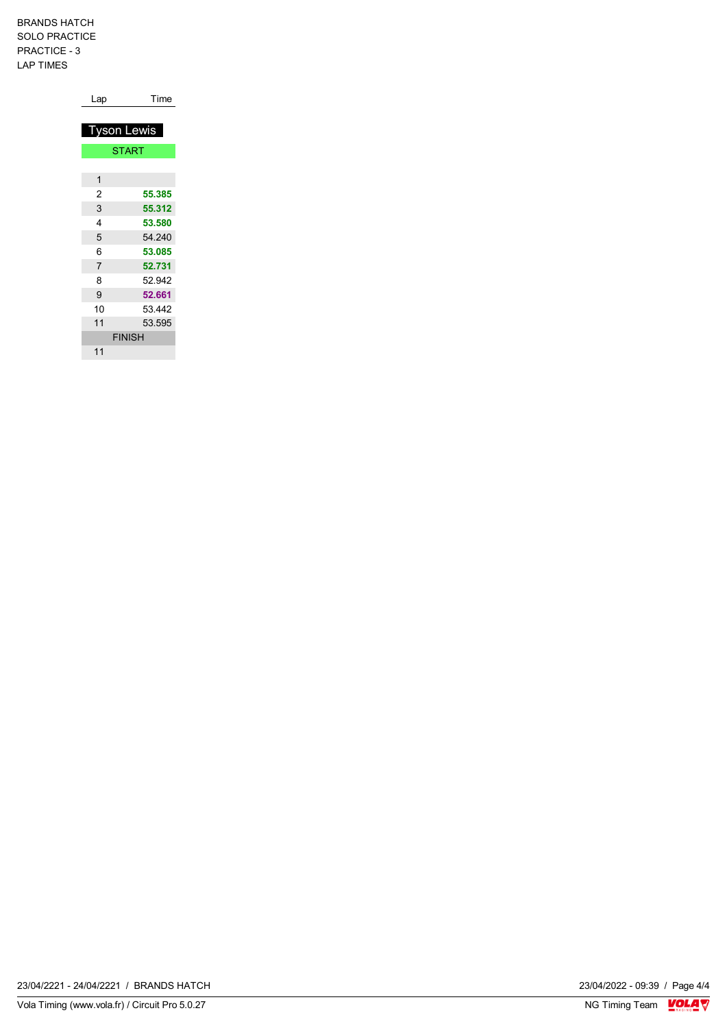BRANDS HATCH
SOLO PRACTICE
PRACTICE - 3
LAP TIMES

| Lap | Time |
|---|---|
| **Tyson Lewis** | |
| START | |
| 1 | |
| 2 | **55.385** |
| 3 | **55.312** |
| 4 | **53.580** |
| 5 | 54.240 |
| 6 | **53.085** |
| 7 | **52.731** |
| 8 | 52.942 |
| 9 | **52.661** |
| 10 | 53.442 |
| 11 | 53.595 |
| FINISH | |
| 11 | |

23/04/2221 - 24/04/2221 / BRANDS HATCH

23/04/2022 - 09:39

Vola Timing (www.vola.fr) / Circuit Pro 5.0.27

NG Timing Team